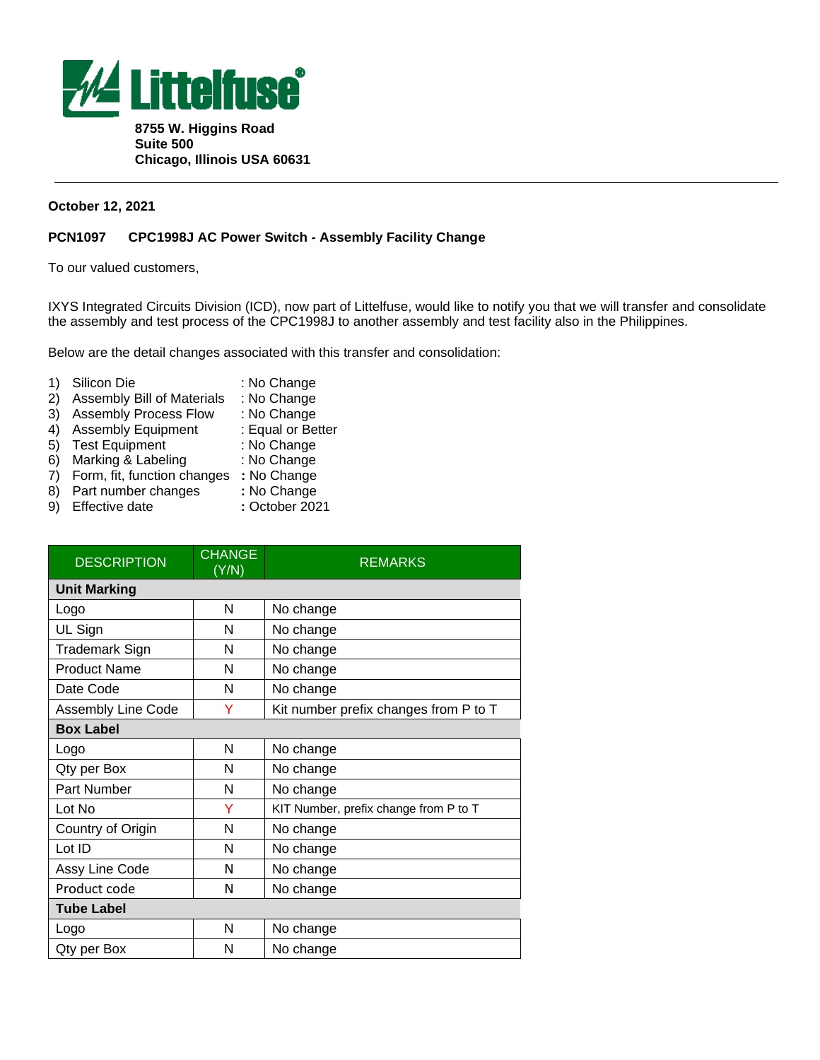**Littelfuse**

**8755 W. Higgins Road**
**Suite 500**
**Chicago, Illinois USA 60631**

---

**October 12, 2021**

**PCN1097 CPC1998J AC Power Switch - Assembly Facility Change**

To our valued customers,

IXYS Integrated Circuits Division (ICD), now part of Littelfuse, would like to notify you that we will transfer and consolidate the assembly and test process of the CPC1998J to another assembly and test facility also in the Philippines.

Below are the detail changes associated with this transfer and consolidation:

1) Silicon Die : No Change
2) Assembly Bill of Materials : No Change
3) Assembly Process Flow : No Change
4) Assembly Equipment : Equal or Better
5) Test Equipment : No Change
6) Marking & Labeling : No Change
7) Form, fit, function changes **:** No Change
8) Part number changes **:** No Change
9) Effective date **:** October 2021

| DESCRIPTION | CHANGE (Y/N) | REMARKS |
|---|---|---|
| **Unit Marking** | | |
| Logo | N | No change |
| UL Sign | N | No change |
| Trademark Sign | N | No change |
| Product Name | N | No change |
| Date Code | N | No change |
| Assembly Line Code | Y | Kit number prefix changes from P to T |
| **Box Label** | | |
| Logo | N | No change |
| Qty per Box | N | No change |
| Part Number | N | No change |
| Lot No | Y | KIT Number, prefix change from P to T |
| Country of Origin | N | No change |
| Lot ID | N | No change |
| Assy Line Code | N | No change |
| Product code | N | No change |
| **Tube Label** | | |
| Logo | N | No change |
| Qty per Box | N | No change |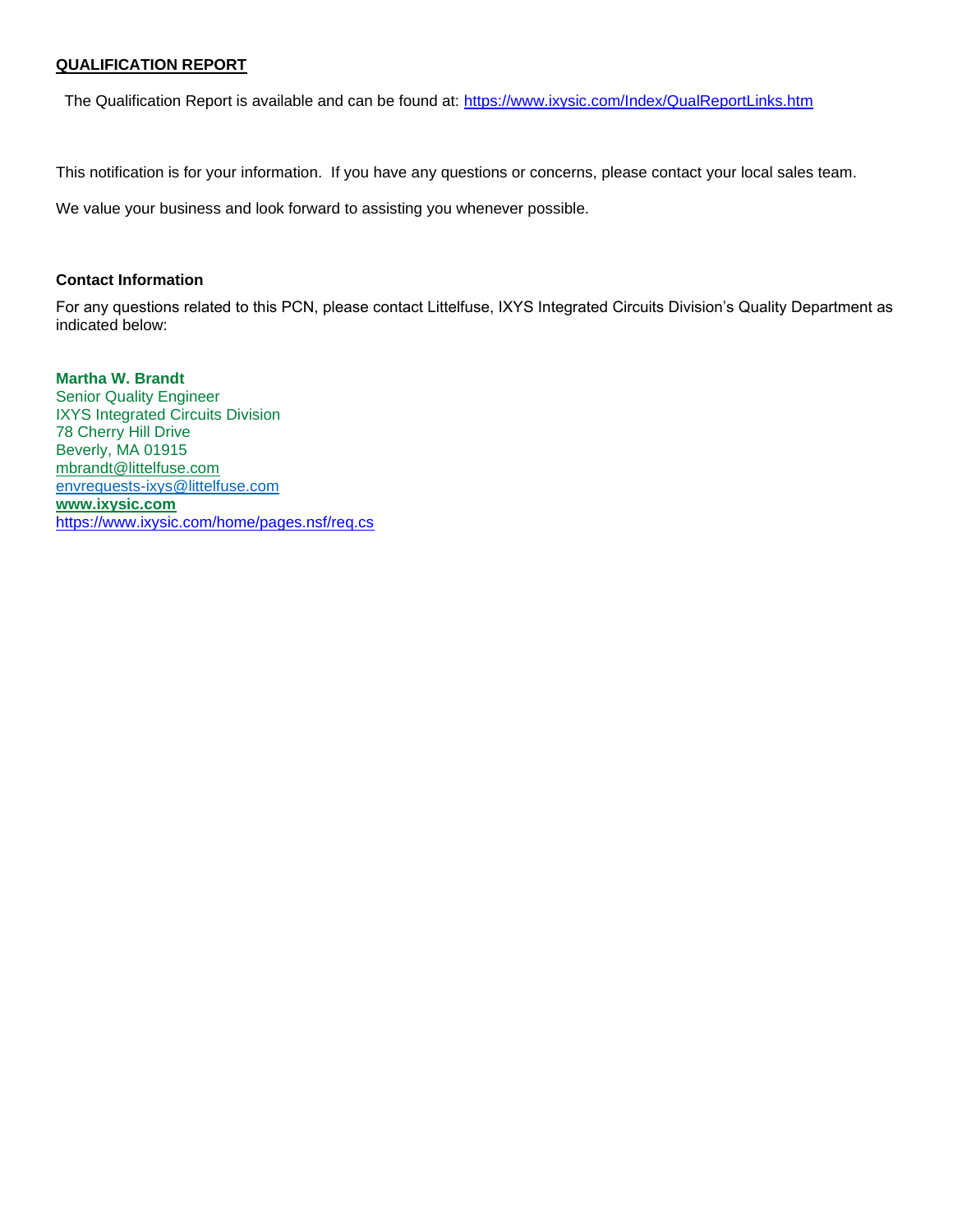**QUALIFICATION REPORT**

The Qualification Report is available and can be found at: https://www.ixysic.com/Index/QualReportLinks.htm

This notification is for your information. If you have any questions or concerns, please contact your local sales team.

We value your business and look forward to assisting you whenever possible.

**Contact Information**

For any questions related to this PCN, please contact Littelfuse, IXYS Integrated Circuits Division's Quality Department as indicated below:

**Martha W. Brandt**
Senior Quality Engineer
IXYS Integrated Circuits Division
78 Cherry Hill Drive
Beverly, MA 01915
mbrandt@littelfuse.com
envrequests-ixys@littelfuse.com
**www.ixysic.com**
https://www.ixysic.com/home/pages.nsf/req.cs